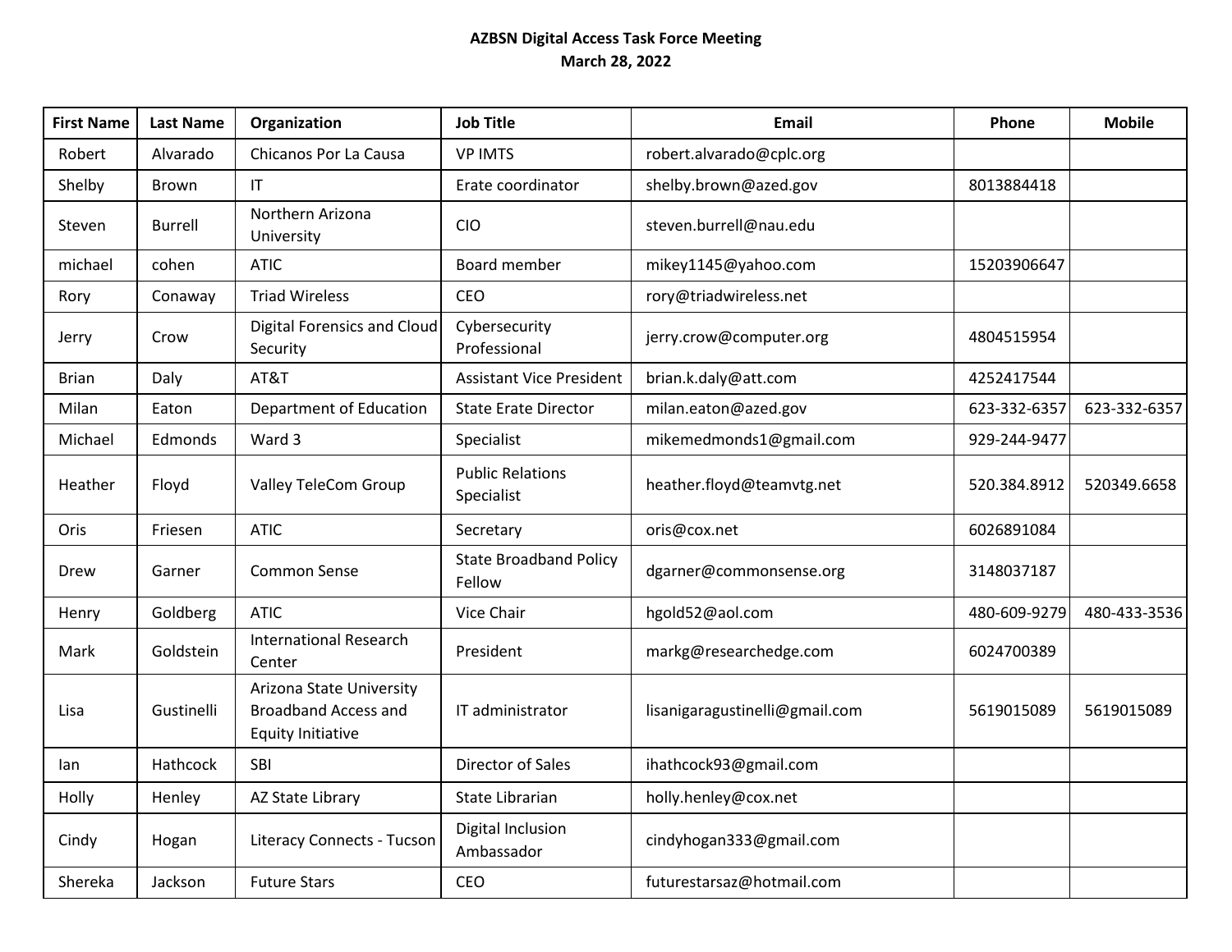**AZBSN Digital Access Task Force Meeting**
**March 28, 2022**

| First Name | Last Name | Organization | Job Title | Email | Phone | Mobile |
|---|---|---|---|---|---|---|
| Robert | Alvarado | Chicanos Por La Causa | VP IMTS | robert.alvarado@cplc.org | | |
| Shelby | Brown | IT | Erate coordinator | shelby.brown@azed.gov | 8013884418 | |
| Steven | Burrell | Northern Arizona University | CIO | steven.burrell@nau.edu | | |
| michael | cohen | ATIC | Board member | mikey1145@yahoo.com | 15203906647 | |
| Rory | Conaway | Triad Wireless | CEO | rory@triadwireless.net | | |
| Jerry | Crow | Digital Forensics and Cloud Security | Cybersecurity Professional | jerry.crow@computer.org | 4804515954 | |
| Brian | Daly | AT&T | Assistant Vice President | brian.k.daly@att.com | 4252417544 | |
| Milan | Eaton | Department of Education | State Erate Director | milan.eaton@azed.gov | 623-332-6357 | 623-332-6357 |
| Michael | Edmonds | Ward 3 | Specialist | mikemedmonds1@gmail.com | 929-244-9477 | |
| Heather | Floyd | Valley TeleCom Group | Public Relations Specialist | heather.floyd@teamvtg.net | 520.384.8912 | 520349.6658 |
| Oris | Friesen | ATIC | Secretary | oris@cox.net | 6026891084 | |
| Drew | Garner | Common Sense | State Broadband Policy Fellow | dgarner@commonsense.org | 3148037187 | |
| Henry | Goldberg | ATIC | Vice Chair | hgold52@aol.com | 480-609-9279 | 480-433-3536 |
| Mark | Goldstein | International Research Center | President | markg@researchedge.com | 6024700389 | |
| Lisa | Gustinelli | Arizona State University Broadband Access and Equity Initiative | IT administrator | lisanigaragustinelli@gmail.com | 5619015089 | 5619015089 |
| Ian | Hathcock | SBI | Director of Sales | ihathcock93@gmail.com | | |
| Holly | Henley | AZ State Library | State Librarian | holly.henley@cox.net | | |
| Cindy | Hogan | Literacy Connects - Tucson | Digital Inclusion Ambassador | cindyhogan333@gmail.com | | |
| Shereka | Jackson | Future Stars | CEO | futurestarsaz@hotmail.com | | |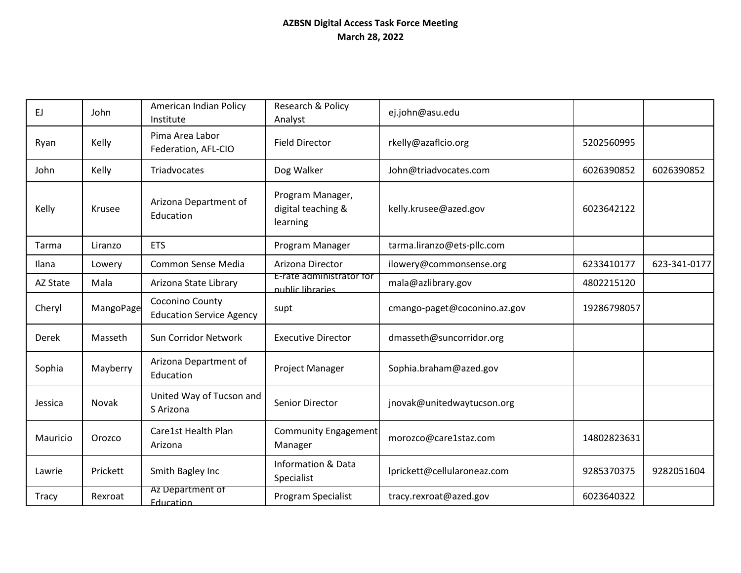**AZBSN Digital Access Task Force Meeting**
**March 28, 2022**

| | | | | | | |
|---|---|---|---|---|---|---|
| EJ | John | American Indian Policy Institute | Research & Policy Analyst | ej.john@asu.edu | | |
| Ryan | Kelly | Pima Area Labor Federation, AFL-CIO | Field Director | rkelly@azaflcio.org | 5202560995 | |
| John | Kelly | Triadvocates | Dog Walker | John@triadvocates.com | 6026390852 | 6026390852 |
| Kelly | Krusee | Arizona Department of Education | Program Manager, digital teaching & learning | kelly.krusee@azed.gov | 6023642122 | |
| Tarma | Liranzo | ETS | Program Manager | tarma.liranzo@ets-pllc.com | | |
| Ilana | Lowery | Common Sense Media | Arizona Director | ilowery@commonsense.org | 6233410177 | 623-341-0177 |
| AZ State | Mala | Arizona State Library | E-rate administrator for public libraries | mala@azlibrary.gov | 4802215120 | |
| Cheryl | MangoPage | Coconino County Education Service Agency | supt | cmango-paget@coconino.az.gov | 19286798057 | |
| Derek | Masseth | Sun Corridor Network | Executive Director | dmasseth@suncorridor.org | | |
| Sophia | Mayberry | Arizona Department of Education | Project Manager | Sophia.braham@azed.gov | | |
| Jessica | Novak | United Way of Tucson and S Arizona | Senior Director | jnovak@unitedwaytucson.org | | |
| Mauricio | Orozco | Care1st Health Plan Arizona | Community Engagement Manager | morozco@care1staz.com | 14802823631 | |
| Lawrie | Prickett | Smith Bagley Inc | Information & Data Specialist | lprickett@cellularoneaz.com | 9285370375 | 9282051604 |
| Tracy | Rexroat | Az Department of Education | Program Specialist | tracy.rexroat@azed.gov | 6023640322 | |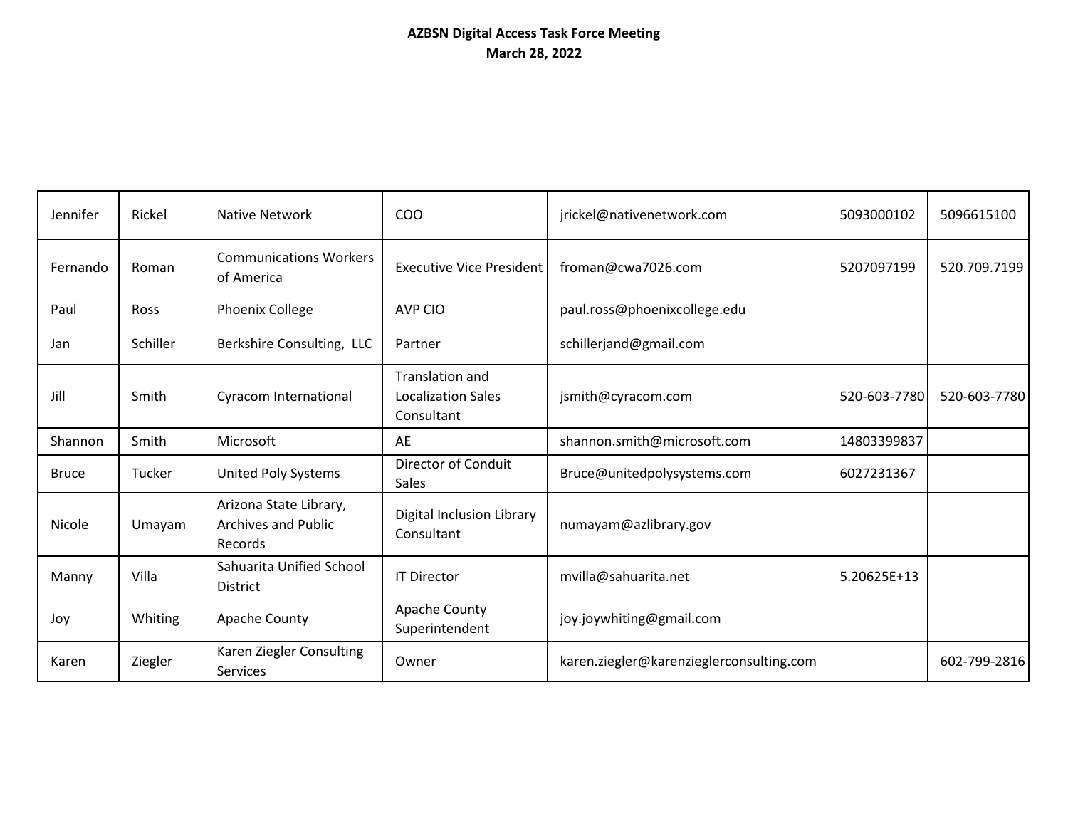**AZBSN Digital Access Task Force Meeting**
**March 28, 2022**

| | | | | | | |
|---|---|---|---|---|---|---|
| Jennifer | Rickel | Native Network | COO | jrickel@nativenetwork.com | 5093000102 | 5096615100 |
| Fernando | Roman | Communications Workers of America | Executive Vice President | froman@cwa7026.com | 5207097199 | 520.709.7199 |
| Paul | Ross | Phoenix College | AVP CIO | paul.ross@phoenixcollege.edu | | |
| Jan | Schiller | Berkshire Consulting, LLC | Partner | schillerjand@gmail.com | | |
| Jill | Smith | Cyracom International | Translation and Localization Sales Consultant | jsmith@cyracom.com | 520-603-7780 | 520-603-7780 |
| Shannon | Smith | Microsoft | AE | shannon.smith@microsoft.com | 14803399837 | |
| Bruce | Tucker | United Poly Systems | Director of Conduit Sales | Bruce@unitedpolysystems.com | 6027231367 | |
| Nicole | Umayam | Arizona State Library, Archives and Public Records | Digital Inclusion Library Consultant | numayam@azlibrary.gov | | |
| Manny | Villa | Sahuarita Unified School District | IT Director | mvilla@sahuarita.net | 5.20625E+13 | |
| Joy | Whiting | Apache County | Apache County Superintendent | joy.joywhiting@gmail.com | | |
| Karen | Ziegler | Karen Ziegler Consulting Services | Owner | karen.ziegler@karenzieglerconsulting.com | | 602-799-2816 |